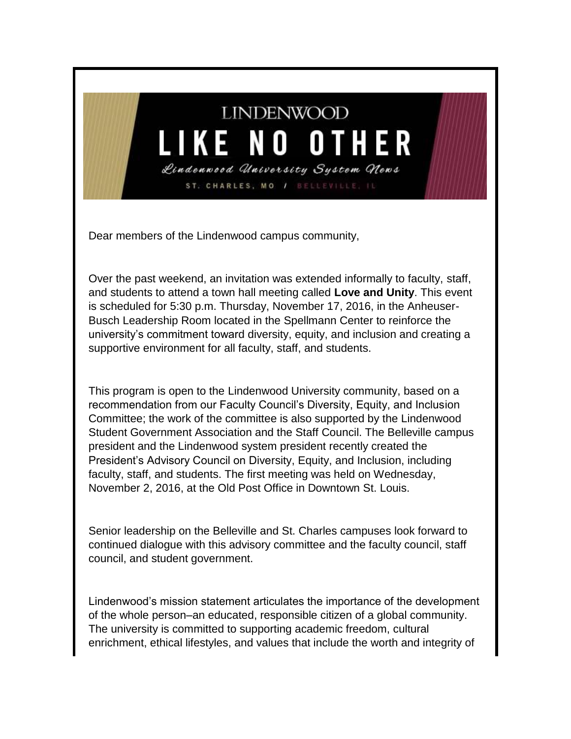# LINDENWOOD

## LIKE NO OTHER

*Lindenwood University System News*

ST. CHARLES, MO / BELLEVILLE, IL

Dear members of the Lindenwood campus community,

Over the past weekend, an invitation was extended informally to faculty, staff, and students to attend a town hall meeting called **Love and Unity**. This event is scheduled for 5:30 p.m. Thursday, November 17, 2016, in the Anheuser-Busch Leadership Room located in the Spellmann Center to reinforce the university's commitment toward diversity, equity, and inclusion and creating a supportive environment for all faculty, staff, and students.

This program is open to the Lindenwood University community, based on a recommendation from our Faculty Council's Diversity, Equity, and Inclusion Committee; the work of the committee is also supported by the Lindenwood Student Government Association and the Staff Council. The Belleville campus president and the Lindenwood system president recently created the President's Advisory Council on Diversity, Equity, and Inclusion, including faculty, staff, and students. The first meeting was held on Wednesday, November 2, 2016, at the Old Post Office in Downtown St. Louis.

Senior leadership on the Belleville and St. Charles campuses look forward to continued dialogue with this advisory committee and the faculty council, staff council, and student government.

Lindenwood's mission statement articulates the importance of the development of the whole person–an educated, responsible citizen of a global community. The university is committed to supporting academic freedom, cultural enrichment, ethical lifestyles, and values that include the worth and integrity of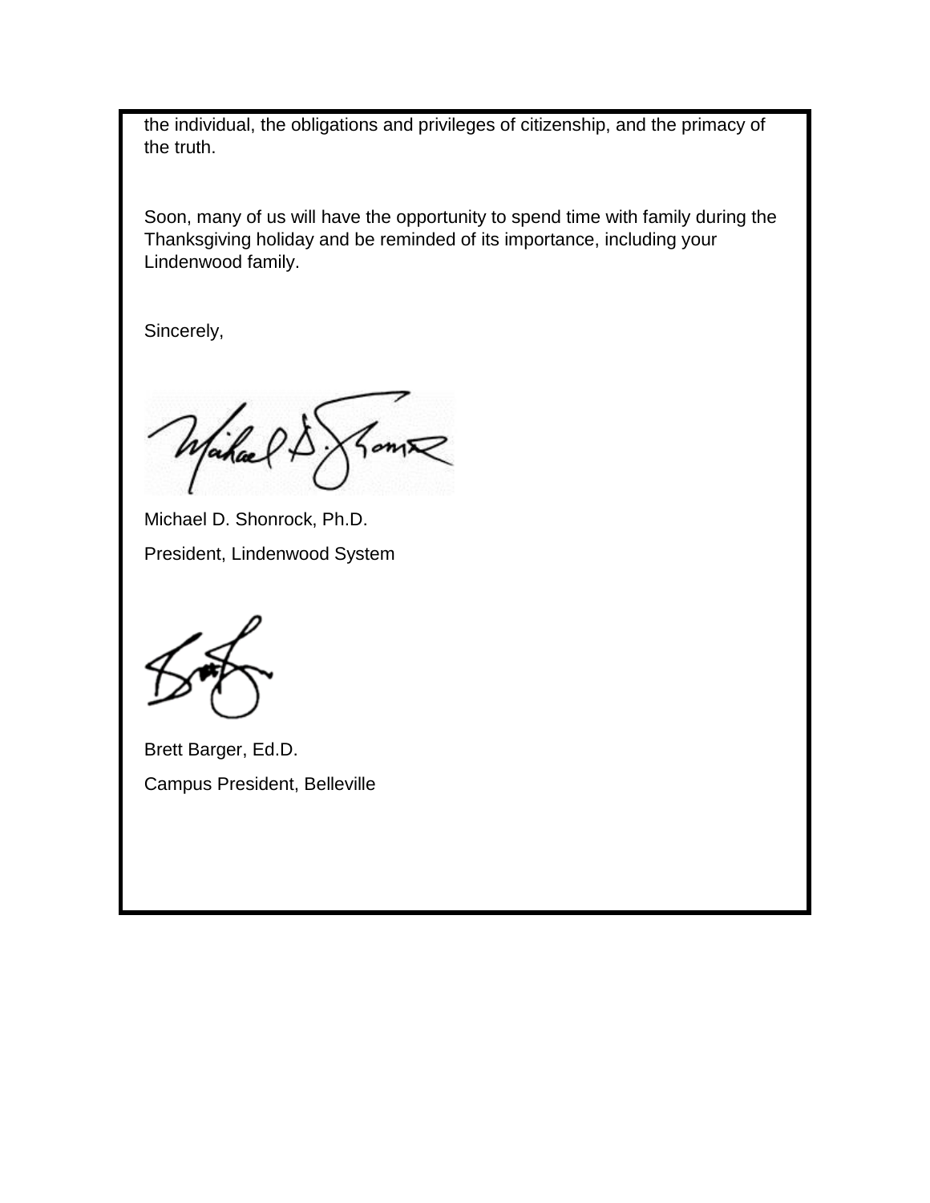the individual, the obligations and privileges of citizenship, and the primacy of the truth.

Soon, many of us will have the opportunity to spend time with family during the Thanksgiving holiday and be reminded of its importance, including your Lindenwood family.

Sincerely,

Michael D. Shonrock, Ph.D.

President, Lindenwood System

Brett Barger, Ed.D.

Campus President, Belleville